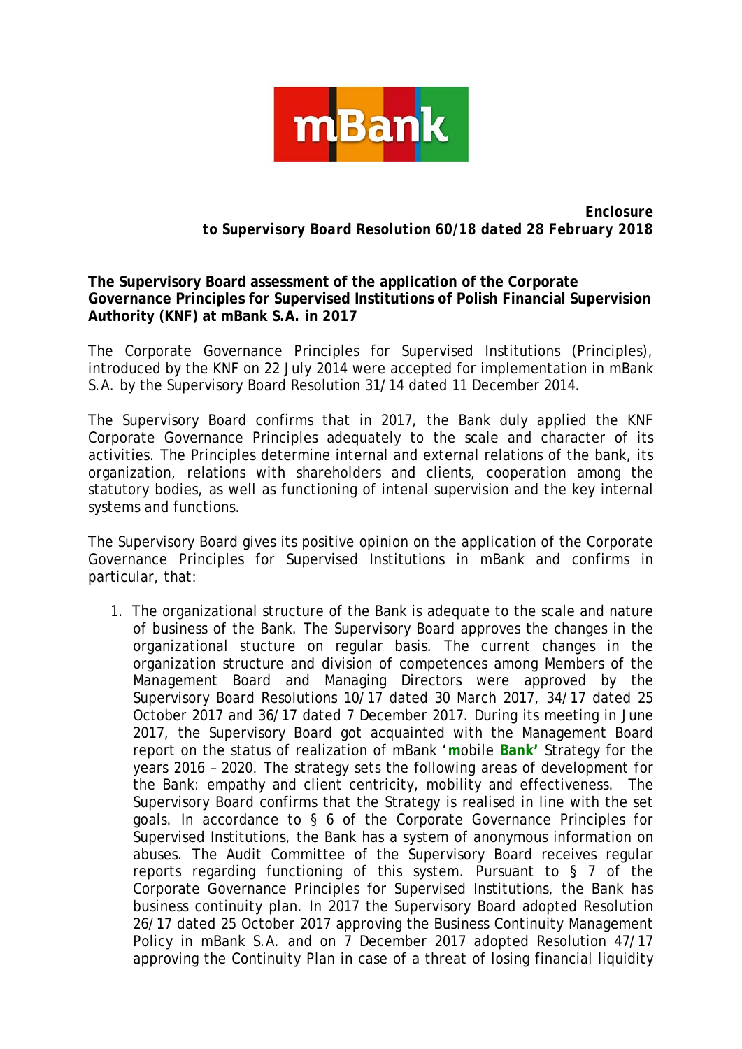**Enclosure**
***to Supervisory Board Resolution 60/18 dated 28 February 2018***

**The Supervisory Board assessment of the application of the Corporate Governance Principles for Supervised Institutions of Polish Financial Supervision Authority (KNF) at mBank S.A. in 2017**

The Corporate Governance Principles for Supervised Institutions (Principles), introduced by the KNF on 22 July 2014 were accepted for implementation in mBank S.A. by the Supervisory Board Resolution 31/14 dated 11 December 2014.

The Supervisory Board confirms that in 2017, the Bank duly applied the KNF Corporate Governance Principles adequately to the scale and character of its activities. The Principles determine internal and external relations of the bank, its organization, relations with shareholders and clients, cooperation among the statutory bodies, as well as functioning of intenal supervision and the key internal systems and functions.

The Supervisory Board gives its positive opinion on the application of the Corporate Governance Principles for Supervised Institutions in mBank and confirms in particular, that:

1. The organizational structure of the Bank is adequate to the scale and nature of business of the Bank. The Supervisory Board approves the changes in the organizational stucture on regular basis. The current changes in the organization structure and division of competences among Members of the Management Board and Managing Directors were approved by the Supervisory Board Resolutions 10/17 dated 30 March 2017, 34/17 dated 25 October 2017 and 36/17 dated 7 December 2017. During its meeting in June 2017, the Supervisory Board got acquainted with the Management Board report on the status of realization of mBank '**m**obile **Bank'** Strategy for the years 2016 – 2020. The strategy sets the following areas of development for the Bank: empathy and client centricity, mobility and effectiveness. The Supervisory Board confirms that the Strategy is realised in line with the set goals. In accordance to § 6 of the Corporate Governance Principles for Supervised Institutions, the Bank has a system of anonymous information on abuses. The Audit Committee of the Supervisory Board receives regular reports regarding functioning of this system. Pursuant to § 7 of the Corporate Governance Principles for Supervised Institutions, the Bank has business continuity plan. In 2017 the Supervisory Board adopted Resolution 26/17 dated 25 October 2017 approving the Business Continuity Management Policy in mBank S.A. and on 7 December 2017 adopted Resolution 47/17 approving the Continuity Plan in case of a threat of losing financial liquidity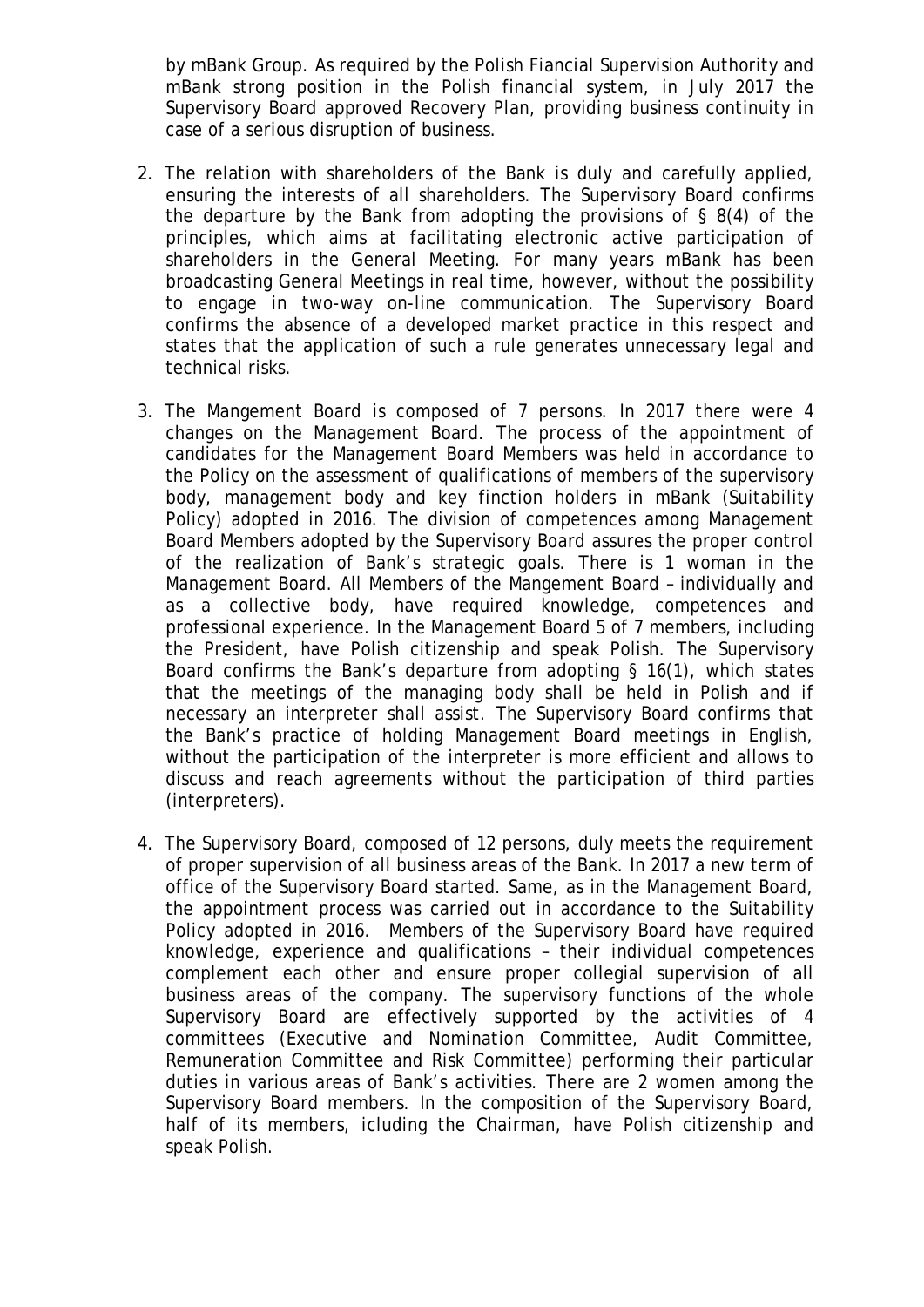by mBank Group. As required by the Polish Fiancial Supervision Authority and mBank strong position in the Polish financial system, in July 2017 the Supervisory Board approved Recovery Plan, providing business continuity in case of a serious disruption of business.

2. The relation with shareholders of the Bank is duly and carefully applied, ensuring the interests of all shareholders. The Supervisory Board confirms the departure by the Bank from adopting the provisions of § 8(4) of the principles, which aims at facilitating electronic active participation of shareholders in the General Meeting. For many years mBank has been broadcasting General Meetings in real time, however, without the possibility to engage in two-way on-line communication. The Supervisory Board confirms the absence of a developed market practice in this respect and states that the application of such a rule generates unnecessary legal and technical risks.

3. The Mangement Board is composed of 7 persons. In 2017 there were 4 changes on the Management Board. The process of the appointment of candidates for the Management Board Members was held in accordance to the Policy on the assessment of qualifications of members of the supervisory body, management body and key finction holders in mBank (Suitability Policy) adopted in 2016. The division of competences among Management Board Members adopted by the Supervisory Board assures the proper control of the realization of Bank's strategic goals. There is 1 woman in the Management Board. All Members of the Mangement Board – individually and as a collective body, have required knowledge, competences and professional experience. In the Management Board 5 of 7 members, including the President, have Polish citizenship and speak Polish. The Supervisory Board confirms the Bank's departure from adopting § 16(1), which states that the meetings of the managing body shall be held in Polish and if necessary an interpreter shall assist. The Supervisory Board confirms that the Bank's practice of holding Management Board meetings in English, without the participation of the interpreter is more efficient and allows to discuss and reach agreements without the participation of third parties (interpreters).

4. The Supervisory Board, composed of 12 persons, duly meets the requirement of proper supervision of all business areas of the Bank. In 2017 a new term of office of the Supervisory Board started. Same, as in the Management Board, the appointment process was carried out in accordance to the Suitability Policy adopted in 2016. Members of the Supervisory Board have required knowledge, experience and qualifications – their individual competences complement each other and ensure proper collegial supervision of all business areas of the company. The supervisory functions of the whole Supervisory Board are effectively supported by the activities of 4 committees (Executive and Nomination Committee, Audit Committee, Remuneration Committee and Risk Committee) performing their particular duties in various areas of Bank's activities. There are 2 women among the Supervisory Board members. In the composition of the Supervisory Board, half of its members, icluding the Chairman, have Polish citizenship and speak Polish.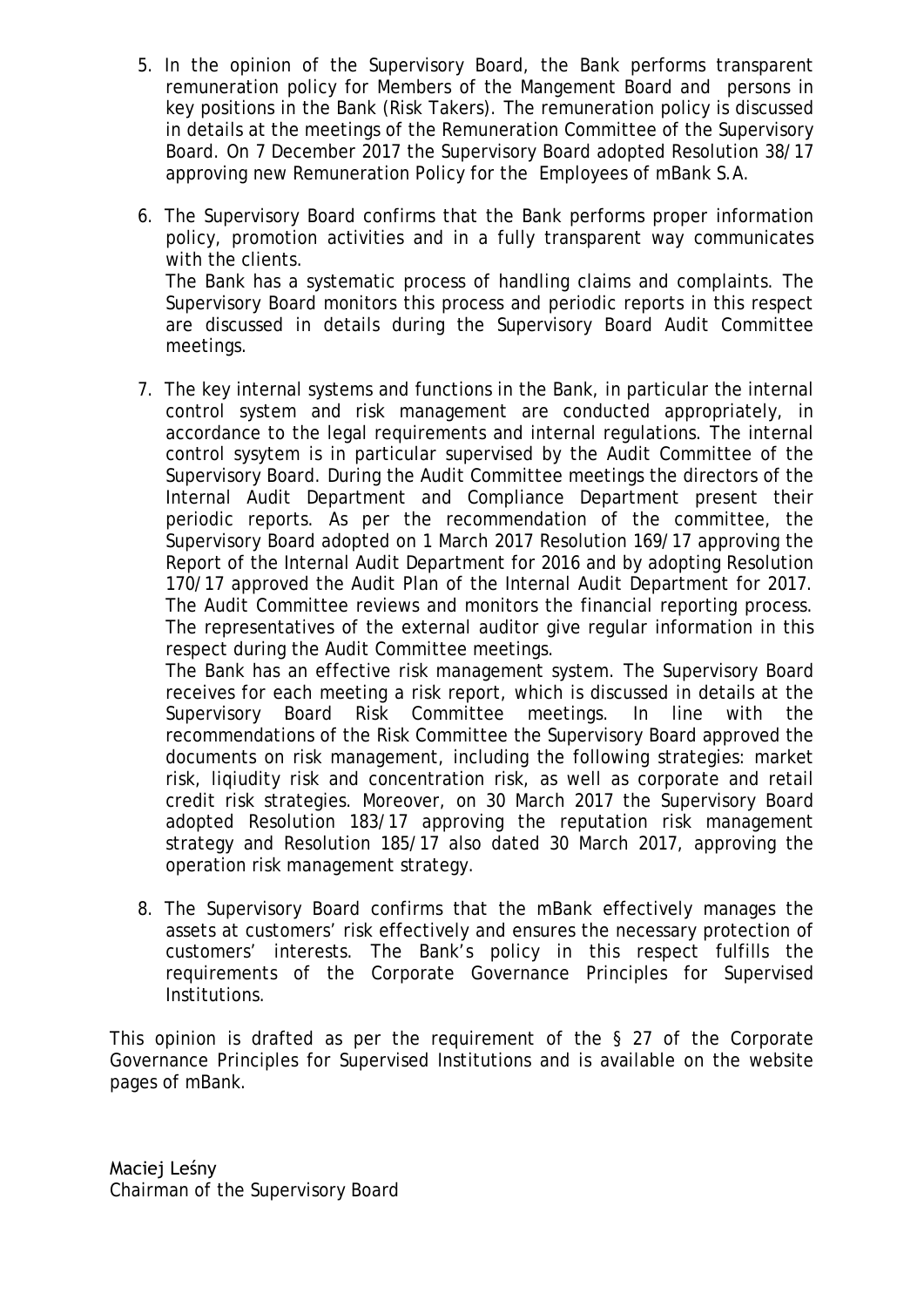5. In the opinion of the Supervisory Board, the Bank performs transparent remuneration policy for Members of the Mangement Board and persons in key positions in the Bank (Risk Takers). The remuneration policy is discussed in details at the meetings of the Remuneration Committee of the Supervisory Board. On 7 December 2017 the Supervisory Board adopted Resolution 38/17 approving new Remuneration Policy for the Employees of mBank S.A.

6. The Supervisory Board confirms that the Bank performs proper information policy, promotion activities and in a fully transparent way communicates with the clients.
The Bank has a systematic process of handling claims and complaints. The Supervisory Board monitors this process and periodic reports in this respect are discussed in details during the Supervisory Board Audit Committee meetings.

7. The key internal systems and functions in the Bank, in particular the internal control system and risk management are conducted appropriately, in accordance to the legal requirements and internal regulations. The internal control sysytem is in particular supervised by the Audit Committee of the Supervisory Board. During the Audit Committee meetings the directors of the Internal Audit Department and Compliance Department present their periodic reports. As per the recommendation of the committee, the Supervisory Board adopted on 1 March 2017 Resolution 169/17 approving the Report of the Internal Audit Department for 2016 and by adopting Resolution 170/17 approved the Audit Plan of the Internal Audit Department for 2017. The Audit Committee reviews and monitors the financial reporting process. The representatives of the external auditor give regular information in this respect during the Audit Committee meetings.
The Bank has an effective risk management system. The Supervisory Board receives for each meeting a risk report, which is discussed in details at the Supervisory Board Risk Committee meetings. In line with the recommendations of the Risk Committee the Supervisory Board approved the documents on risk management, including the following strategies: market risk, liqiudity risk and concentration risk, as well as corporate and retail credit risk strategies. Moreover, on 30 March 2017 the Supervisory Board adopted Resolution 183/17 approving the reputation risk management strategy and Resolution 185/17 also dated 30 March 2017, approving the operation risk management strategy.

8. The Supervisory Board confirms that the mBank effectively manages the assets at customers' risk effectively and ensures the necessary protection of customers' interests. The Bank's policy in this respect fulfills the requirements of the Corporate Governance Principles for Supervised Institutions.

This opinion is drafted as per the requirement of the § 27 of the Corporate Governance Principles for Supervised Institutions and is available on the website pages of mBank.

Maciej Leśny
Chairman of the Supervisory Board